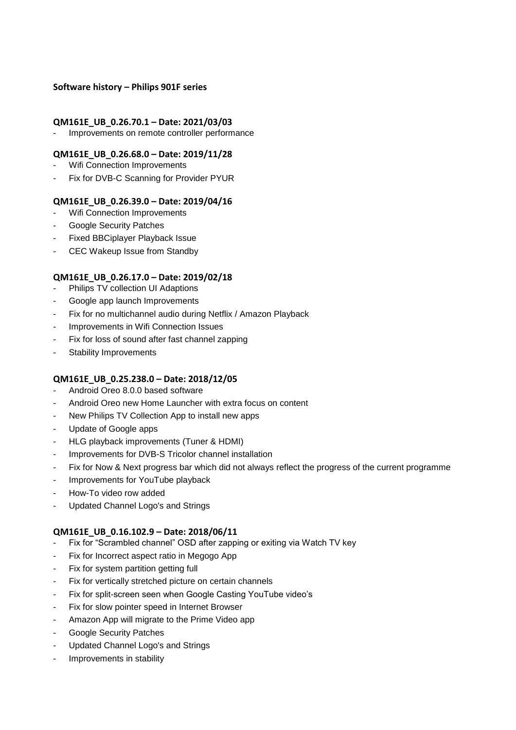**Software history – Philips 901F series**

**QM161E_UB_0.26.70.1 – Date: 2021/03/03**
- Improvements on remote controller performance

**QM161E_UB_0.26.68.0 – Date: 2019/11/28**
- Wifi Connection Improvements
- Fix for DVB-C Scanning for Provider PYUR

**QM161E_UB_0.26.39.0 – Date: 2019/04/16**
- Wifi Connection Improvements
- Google Security Patches
- Fixed BBCiplayer Playback Issue
- CEC Wakeup Issue from Standby

**QM161E_UB_0.26.17.0 – Date: 2019/02/18**
- Philips TV collection UI Adaptions
- Google app launch Improvements
- Fix for no multichannel audio during Netflix / Amazon Playback
- Improvements in Wifi Connection Issues
- Fix for loss of sound after fast channel zapping
- Stability Improvements

**QM161E_UB_0.25.238.0 – Date: 2018/12/05**
- Android Oreo 8.0.0 based software
- Android Oreo new Home Launcher with extra focus on content
- New Philips TV Collection App to install new apps
- Update of Google apps
- HLG playback improvements (Tuner & HDMI)
- Improvements for DVB-S Tricolor channel installation
- Fix for Now & Next progress bar which did not always reflect the progress of the current programme
- Improvements for YouTube playback
- How-To video row added
- Updated Channel Logo's and Strings

**QM161E_UB_0.16.102.9 – Date: 2018/06/11**
- Fix for "Scrambled channel" OSD after zapping or exiting via Watch TV key
- Fix for Incorrect aspect ratio in Megogo App
- Fix for system partition getting full
- Fix for vertically stretched picture on certain channels
- Fix for split-screen seen when Google Casting YouTube video's
- Fix for slow pointer speed in Internet Browser
- Amazon App will migrate to the Prime Video app
- Google Security Patches
- Updated Channel Logo's and Strings
- Improvements in stability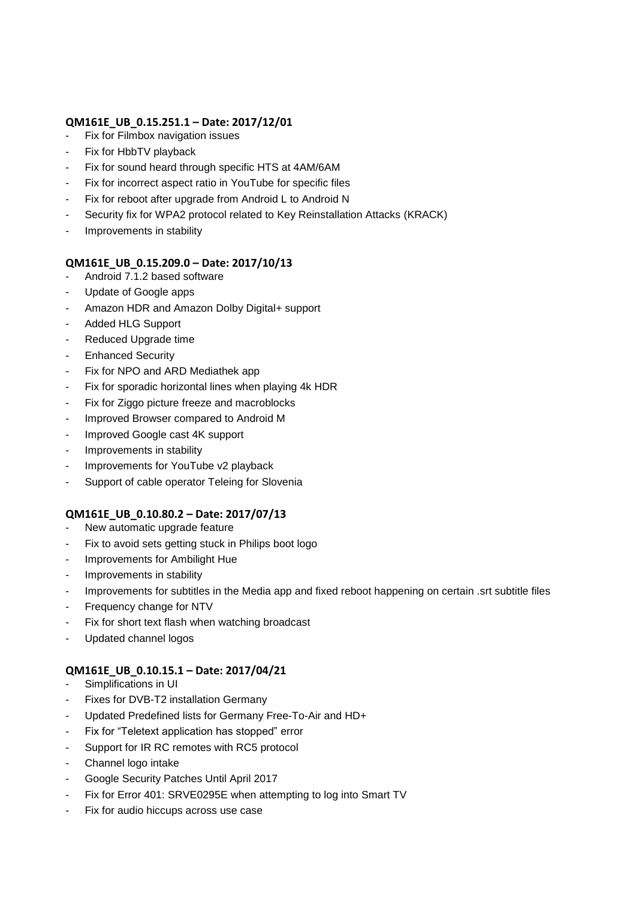**QM161E_UB_0.15.251.1 – Date: 2017/12/01**

- Fix for Filmbox navigation issues
- Fix for HbbTV playback
- Fix for sound heard through specific HTS at 4AM/6AM
- Fix for incorrect aspect ratio in YouTube for specific files
- Fix for reboot after upgrade from Android L to Android N
- Security fix for WPA2 protocol related to Key Reinstallation Attacks (KRACK)
- Improvements in stability

**QM161E_UB_0.15.209.0 – Date: 2017/10/13**

- Android 7.1.2 based software
- Update of Google apps
- Amazon HDR and Amazon Dolby Digital+ support
- Added HLG Support
- Reduced Upgrade time
- Enhanced Security
- Fix for NPO and ARD Mediathek app
- Fix for sporadic horizontal lines when playing 4k HDR
- Fix for Ziggo picture freeze and macroblocks
- Improved Browser compared to Android M
- Improved Google cast 4K support
- Improvements in stability
- Improvements for YouTube v2 playback
- Support of cable operator Teleing for Slovenia

**QM161E_UB_0.10.80.2 – Date: 2017/07/13**

- New automatic upgrade feature
- Fix to avoid sets getting stuck in Philips boot logo
- Improvements for Ambilight Hue
- Improvements in stability
- Improvements for subtitles in the Media app and fixed reboot happening on certain .srt subtitle files
- Frequency change for NTV
- Fix for short text flash when watching broadcast
- Updated channel logos

**QM161E_UB_0.10.15.1 – Date: 2017/04/21**

- Simplifications in UI
- Fixes for DVB-T2 installation Germany
- Updated Predefined lists for Germany Free-To-Air and HD+
- Fix for "Teletext application has stopped" error
- Support for IR RC remotes with RC5 protocol
- Channel logo intake
- Google Security Patches Until April 2017
- Fix for Error 401: SRVE0295E when attempting to log into Smart TV
- Fix for audio hiccups across use case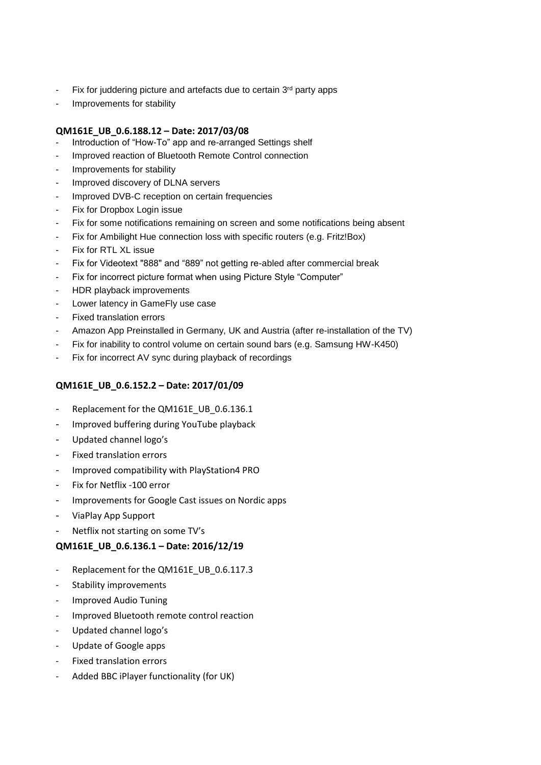- Fix for juddering picture and artefacts due to certain 3rd party apps
- Improvements for stability

**QM161E_UB_0.6.188.12 – Date: 2017/03/08**

- Introduction of "How-To" app and re-arranged Settings shelf
- Improved reaction of Bluetooth Remote Control connection
- Improvements for stability
- Improved discovery of DLNA servers
- Improved DVB-C reception on certain frequencies
- Fix for Dropbox Login issue
- Fix for some notifications remaining on screen and some notifications being absent
- Fix for Ambilight Hue connection loss with specific routers (e.g. Fritz!Box)
- Fix for RTL XL issue
- Fix for Videotext "888" and "889" not getting re-abled after commercial break
- Fix for incorrect picture format when using Picture Style "Computer"
- HDR playback improvements
- Lower latency in GameFly use case
- Fixed translation errors
- Amazon App Preinstalled in Germany, UK and Austria (after re-installation of the TV)
- Fix for inability to control volume on certain sound bars (e.g. Samsung HW-K450)
- Fix for incorrect AV sync during playback of recordings

**QM161E_UB_0.6.152.2 – Date: 2017/01/09**

- Replacement for the QM161E_UB_0.6.136.1
- Improved buffering during YouTube playback
- Updated channel logo's
- Fixed translation errors
- Improved compatibility with PlayStation4 PRO
- Fix for Netflix -100 error
- Improvements for Google Cast issues on Nordic apps
- ViaPlay App Support
- Netflix not starting on some TV's

**QM161E_UB_0.6.136.1 – Date: 2016/12/19**

- Replacement for the QM161E_UB_0.6.117.3
- Stability improvements
- Improved Audio Tuning
- Improved Bluetooth remote control reaction
- Updated channel logo's
- Update of Google apps
- Fixed translation errors
- Added BBC iPlayer functionality (for UK)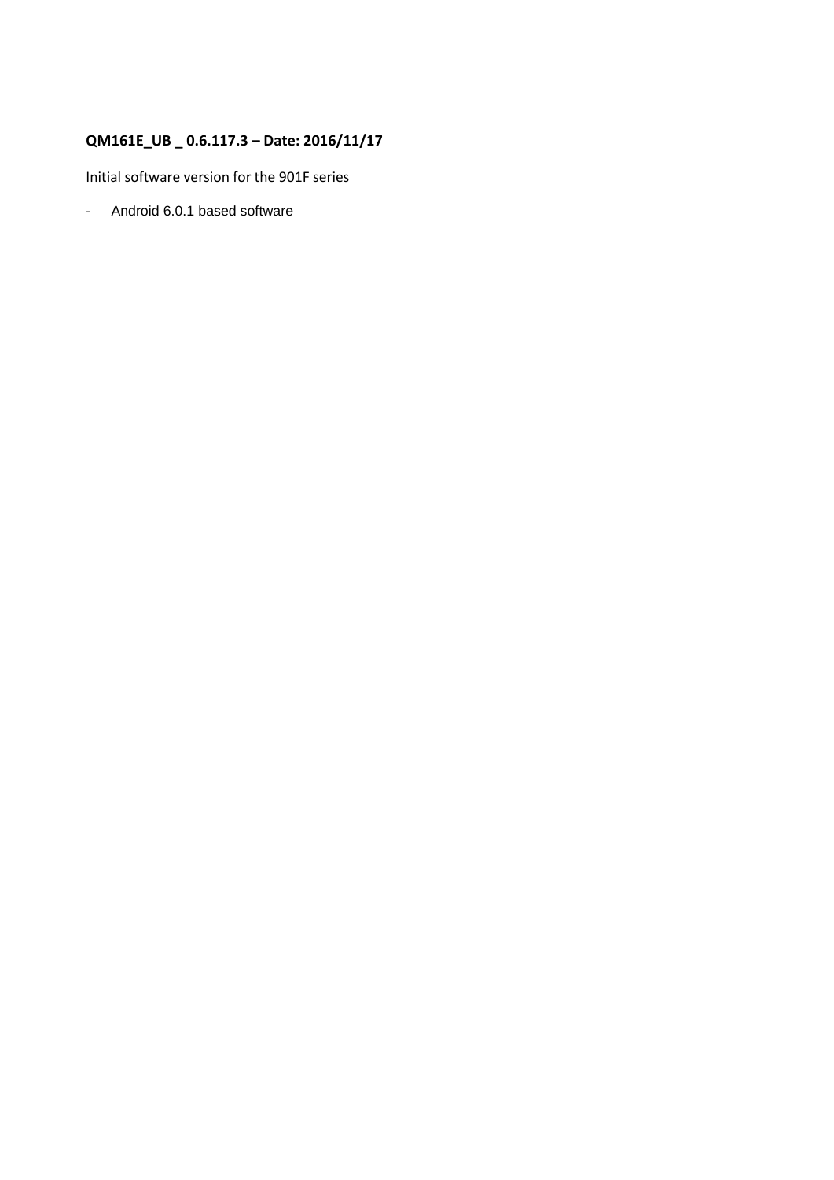**QM161E_UB _ 0.6.117.3 – Date: 2016/11/17**

Initial software version for the 901F series

- Android 6.0.1 based software